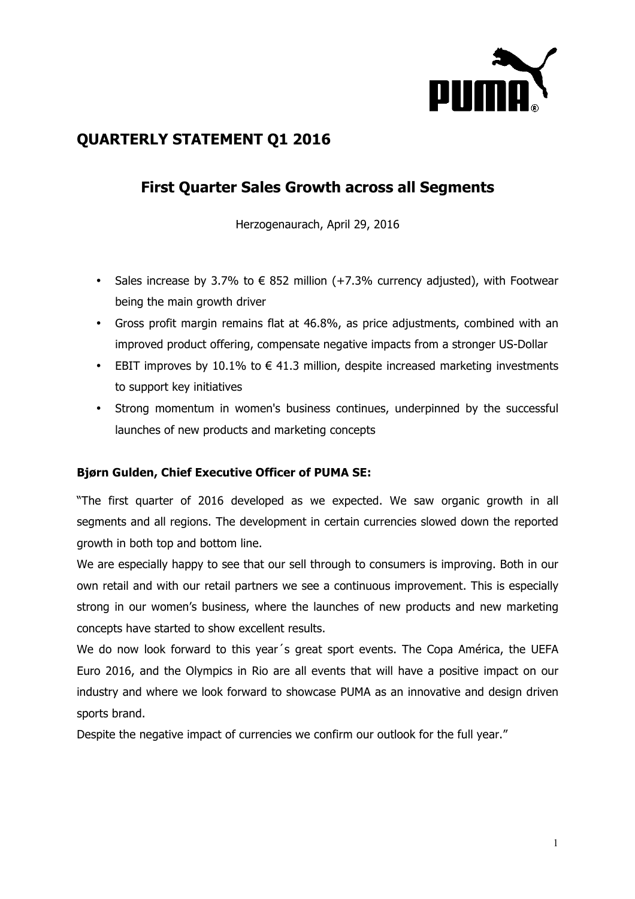# QUARTERLY STATEMENT Q1 2016

## First Quarter Sales Growth across all Segments

Herzogenaurach, April 29, 2016

- Sales increase by 3.7% to € 852 million (+7.3% currency adjusted), with Footwear being the main growth driver
- Gross profit margin remains flat at 46.8%, as price adjustments, combined with an improved product offering, compensate negative impacts from a stronger US-Dollar
- EBIT improves by 10.1% to € 41.3 million, despite increased marketing investments to support key initiatives
- Strong momentum in women's business continues, underpinned by the successful launches of new products and marketing concepts

**Bjørn Gulden, Chief Executive Officer of PUMA SE:**

"The first quarter of 2016 developed as we expected. We saw organic growth in all segments and all regions. The development in certain currencies slowed down the reported growth in both top and bottom line.

We are especially happy to see that our sell through to consumers is improving. Both in our own retail and with our retail partners we see a continuous improvement. This is especially strong in our women's business, where the launches of new products and new marketing concepts have started to show excellent results.

We do now look forward to this year´s great sport events. The Copa América, the UEFA Euro 2016, and the Olympics in Rio are all events that will have a positive impact on our industry and where we look forward to showcase PUMA as an innovative and design driven sports brand.

Despite the negative impact of currencies we confirm our outlook for the full year."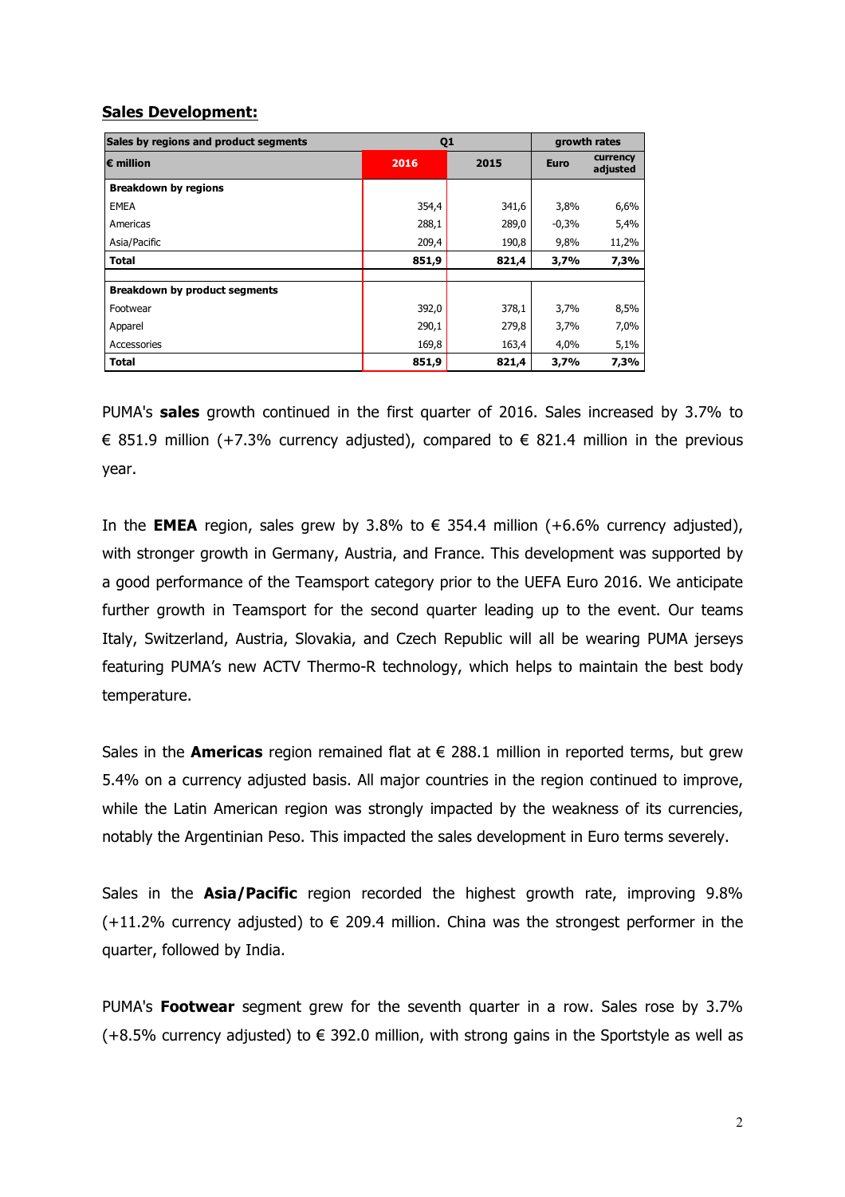## Sales Development:

| Sales by regions and product segments | Q1 | | growth rates | |
|---|---|---|---|---|
| € million | 2016 | 2015 | Euro | currency adjusted |
| **Breakdown by regions** | | | | |
| EMEA | 354,4 | 341,6 | 3,8% | 6,6% |
| Americas | 288,1 | 289,0 | -0,3% | 5,4% |
| Asia/Pacific | 209,4 | 190,8 | 9,8% | 11,2% |
| **Total** | **851,9** | **821,4** | **3,7%** | **7,3%** |
| | | | | |
| **Breakdown by product segments** | | | | |
| Footwear | 392,0 | 378,1 | 3,7% | 8,5% |
| Apparel | 290,1 | 279,8 | 3,7% | 7,0% |
| Accessories | 169,8 | 163,4 | 4,0% | 5,1% |
| **Total** | **851,9** | **821,4** | **3,7%** | **7,3%** |

PUMA's **sales** growth continued in the first quarter of 2016. Sales increased by 3.7% to € 851.9 million (+7.3% currency adjusted), compared to € 821.4 million in the previous year.

In the **EMEA** region, sales grew by 3.8% to € 354.4 million (+6.6% currency adjusted), with stronger growth in Germany, Austria, and France. This development was supported by a good performance of the Teamsport category prior to the UEFA Euro 2016. We anticipate further growth in Teamsport for the second quarter leading up to the event. Our teams Italy, Switzerland, Austria, Slovakia, and Czech Republic will all be wearing PUMA jerseys featuring PUMA's new ACTV Thermo-R technology, which helps to maintain the best body temperature.

Sales in the **Americas** region remained flat at € 288.1 million in reported terms, but grew 5.4% on a currency adjusted basis. All major countries in the region continued to improve, while the Latin American region was strongly impacted by the weakness of its currencies, notably the Argentinian Peso. This impacted the sales development in Euro terms severely.

Sales in the **Asia/Pacific** region recorded the highest growth rate, improving 9.8% (+11.2% currency adjusted) to € 209.4 million. China was the strongest performer in the quarter, followed by India.

PUMA's **Footwear** segment grew for the seventh quarter in a row. Sales rose by 3.7% (+8.5% currency adjusted) to € 392.0 million, with strong gains in the Sportstyle as well as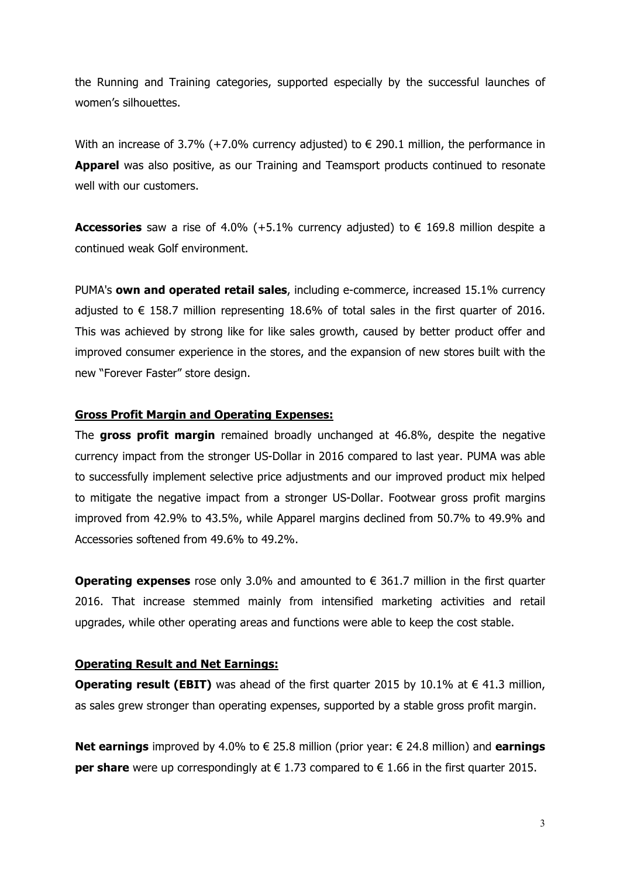the Running and Training categories, supported especially by the successful launches of women's silhouettes.

With an increase of 3.7% (+7.0% currency adjusted) to € 290.1 million, the performance in **Apparel** was also positive, as our Training and Teamsport products continued to resonate well with our customers.

**Accessories** saw a rise of 4.0% (+5.1% currency adjusted) to € 169.8 million despite a continued weak Golf environment.

PUMA's **own and operated retail sales**, including e-commerce, increased 15.1% currency adjusted to € 158.7 million representing 18.6% of total sales in the first quarter of 2016. This was achieved by strong like for like sales growth, caused by better product offer and improved consumer experience in the stores, and the expansion of new stores built with the new "Forever Faster" store design.

**Gross Profit Margin and Operating Expenses:**

The **gross profit margin** remained broadly unchanged at 46.8%, despite the negative currency impact from the stronger US-Dollar in 2016 compared to last year. PUMA was able to successfully implement selective price adjustments and our improved product mix helped to mitigate the negative impact from a stronger US-Dollar. Footwear gross profit margins improved from 42.9% to 43.5%, while Apparel margins declined from 50.7% to 49.9% and Accessories softened from 49.6% to 49.2%.

**Operating expenses** rose only 3.0% and amounted to € 361.7 million in the first quarter 2016. That increase stemmed mainly from intensified marketing activities and retail upgrades, while other operating areas and functions were able to keep the cost stable.

**Operating Result and Net Earnings:**

**Operating result (EBIT)** was ahead of the first quarter 2015 by 10.1% at € 41.3 million, as sales grew stronger than operating expenses, supported by a stable gross profit margin.

**Net earnings** improved by 4.0% to € 25.8 million (prior year: € 24.8 million) and **earnings per share** were up correspondingly at € 1.73 compared to € 1.66 in the first quarter 2015.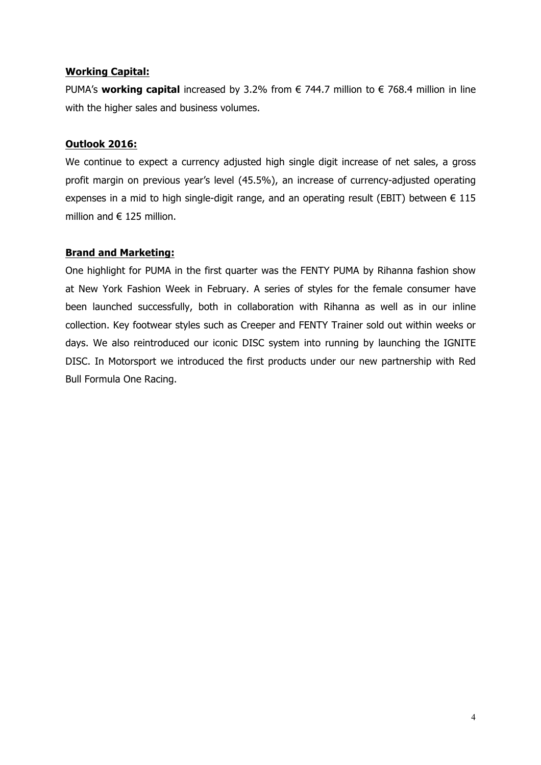**Working Capital:**

PUMA's **working capital** increased by 3.2% from € 744.7 million to € 768.4 million in line with the higher sales and business volumes.

**Outlook 2016:**

We continue to expect a currency adjusted high single digit increase of net sales, a gross profit margin on previous year's level (45.5%), an increase of currency-adjusted operating expenses in a mid to high single-digit range, and an operating result (EBIT) between € 115 million and € 125 million.

**Brand and Marketing:**

One highlight for PUMA in the first quarter was the FENTY PUMA by Rihanna fashion show at New York Fashion Week in February. A series of styles for the female consumer have been launched successfully, both in collaboration with Rihanna as well as in our inline collection. Key footwear styles such as Creeper and FENTY Trainer sold out within weeks or days. We also reintroduced our iconic DISC system into running by launching the IGNITE DISC. In Motorsport we introduced the first products under our new partnership with Red Bull Formula One Racing.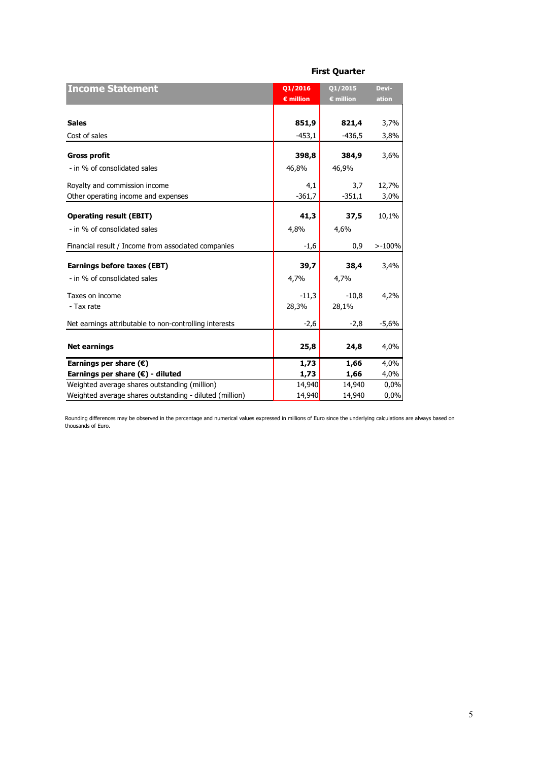**First Quarter**

| Income Statement | Q1/2016 € million | Q1/2015 € million | Devi-ation |
|---|---|---|---|
| **Sales** | **851,9** | **821,4** | 3,7% |
| Cost of sales | -453,1 | -436,5 | 3,8% |
| **Gross profit** | **398,8** | **384,9** | 3,6% |
| - in % of consolidated sales | 46,8% | 46,9% | |
| Royalty and commission income | 4,1 | 3,7 | 12,7% |
| Other operating income and expenses | -361,7 | -351,1 | 3,0% |
| **Operating result (EBIT)** | **41,3** | **37,5** | 10,1% |
| - in % of consolidated sales | 4,8% | 4,6% | |
| Financial result / Income from associated companies | -1,6 | 0,9 | >-100% |
| **Earnings before taxes (EBT)** | **39,7** | **38,4** | 3,4% |
| - in % of consolidated sales | 4,7% | 4,7% | |
| Taxes on income | -11,3 | -10,8 | 4,2% |
| - Tax rate | 28,3% | 28,1% | |
| Net earnings attributable to non-controlling interests | -2,6 | -2,8 | -5,6% |
| **Net earnings** | **25,8** | **24,8** | 4,0% |
| **Earnings per share (€)** | **1,73** | **1,66** | 4,0% |
| **Earnings per share (€) - diluted** | **1,73** | **1,66** | 4,0% |
| Weighted average shares outstanding (million) | 14,940 | 14,940 | 0,0% |
| Weighted average shares outstanding - diluted (million) | 14,940 | 14,940 | 0,0% |

Rounding differences may be observed in the percentage and numerical values expressed in millions of Euro since the underlying calculations are always based on thousands of Euro.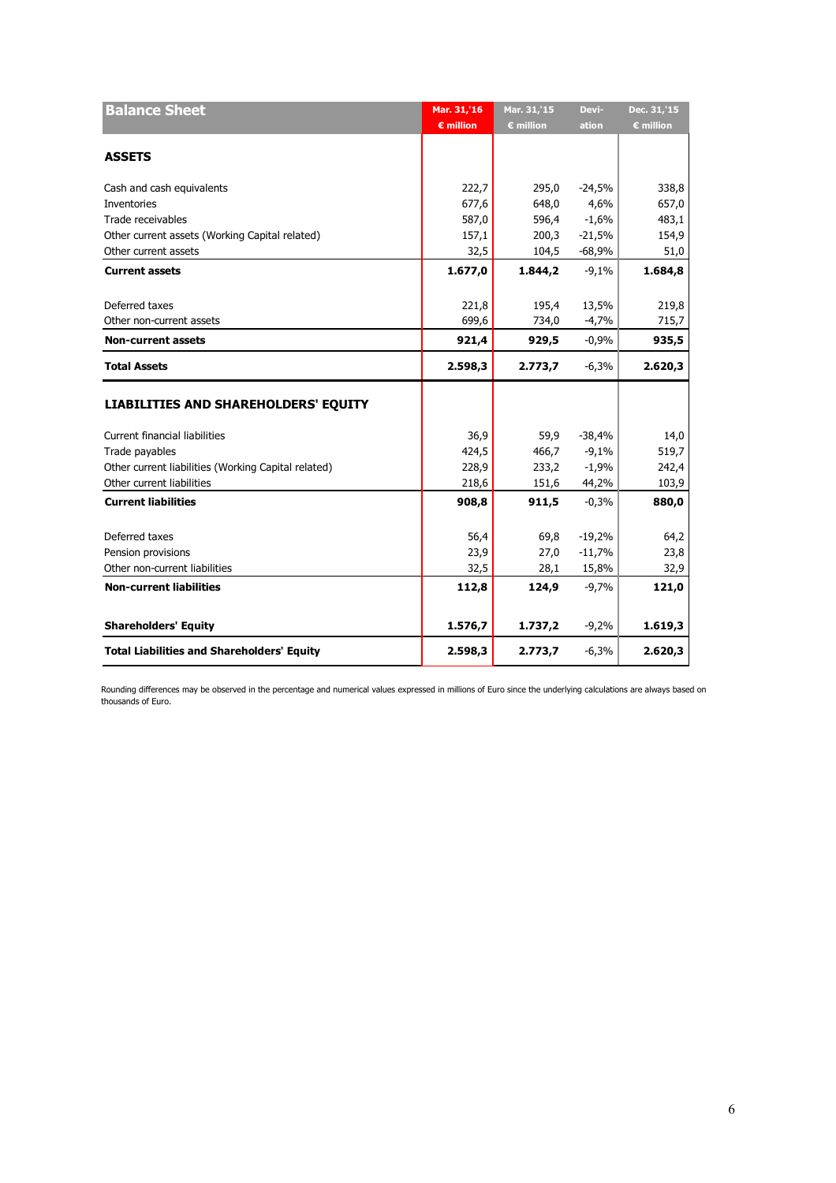| Balance Sheet | Mar. 31,'16 € million | Mar. 31,'15 € million | Devi- ation | Dec. 31,'15 € million |
|---|---|---|---|---|
| **ASSETS** | | | | |
| Cash and cash equivalents | 222,7 | 295,0 | -24,5% | 338,8 |
| Inventories | 677,6 | 648,0 | 4,6% | 657,0 |
| Trade receivables | 587,0 | 596,4 | -1,6% | 483,1 |
| Other current assets (Working Capital related) | 157,1 | 200,3 | -21,5% | 154,9 |
| Other current assets | 32,5 | 104,5 | -68,9% | 51,0 |
| **Current assets** | **1.677,0** | **1.844,2** | -9,1% | **1.684,8** |
| Deferred taxes | 221,8 | 195,4 | 13,5% | 219,8 |
| Other non-current assets | 699,6 | 734,0 | -4,7% | 715,7 |
| **Non-current assets** | **921,4** | **929,5** | -0,9% | **935,5** |
| **Total Assets** | **2.598,3** | **2.773,7** | -6,3% | **2.620,3** |
| **LIABILITIES AND SHAREHOLDERS' EQUITY** | | | | |
| Current financial liabilities | 36,9 | 59,9 | -38,4% | 14,0 |
| Trade payables | 424,5 | 466,7 | -9,1% | 519,7 |
| Other current liabilities (Working Capital related) | 228,9 | 233,2 | -1,9% | 242,4 |
| Other current liabilities | 218,6 | 151,6 | 44,2% | 103,9 |
| **Current liabilities** | **908,8** | **911,5** | -0,3% | **880,0** |
| Deferred taxes | 56,4 | 69,8 | -19,2% | 64,2 |
| Pension provisions | 23,9 | 27,0 | -11,7% | 23,8 |
| Other non-current liabilities | 32,5 | 28,1 | 15,8% | 32,9 |
| **Non-current liabilities** | **112,8** | **124,9** | -9,7% | **121,0** |
| **Shareholders' Equity** | **1.576,7** | **1.737,2** | -9,2% | **1.619,3** |
| **Total Liabilities and Shareholders' Equity** | **2.598,3** | **2.773,7** | -6,3% | **2.620,3** |

Rounding differences may be observed in the percentage and numerical values expressed in millions of Euro since the underlying calculations are always based on thousands of Euro.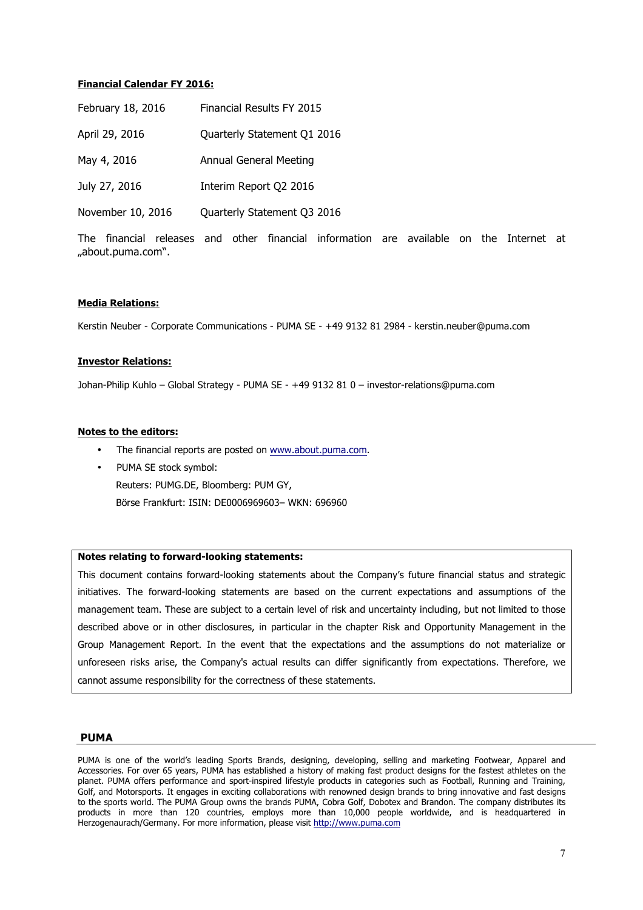**Financial Calendar FY 2016:**

| | |
|---|---|
| February 18, 2016 | Financial Results FY 2015 |
| April 29, 2016 | Quarterly Statement Q1 2016 |
| May 4, 2016 | Annual General Meeting |
| July 27, 2016 | Interim Report Q2 2016 |
| November 10, 2016 | Quarterly Statement Q3 2016 |

The financial releases and other financial information are available on the Internet at „about.puma.com".

**Media Relations:**

Kerstin Neuber - Corporate Communications - PUMA SE - +49 9132 81 2984 - kerstin.neuber@puma.com

**Investor Relations:**

Johan-Philip Kuhlo – Global Strategy - PUMA SE - +49 9132 81 0 – investor-relations@puma.com

**Notes to the editors:**

- The financial reports are posted on www.about.puma.com.
- PUMA SE stock symbol:
  Reuters: PUMG.DE, Bloomberg: PUM GY,
  Börse Frankfurt: ISIN: DE0006969603– WKN: 696960

**Notes relating to forward-looking statements:**

This document contains forward-looking statements about the Company's future financial status and strategic initiatives. The forward-looking statements are based on the current expectations and assumptions of the management team. These are subject to a certain level of risk and uncertainty including, but not limited to those described above or in other disclosures, in particular in the chapter Risk and Opportunity Management in the Group Management Report. In the event that the expectations and the assumptions do not materialize or unforeseen risks arise, the Company's actual results can differ significantly from expectations. Therefore, we cannot assume responsibility for the correctness of these statements.

**PUMA**

PUMA is one of the world's leading Sports Brands, designing, developing, selling and marketing Footwear, Apparel and Accessories. For over 65 years, PUMA has established a history of making fast product designs for the fastest athletes on the planet. PUMA offers performance and sport-inspired lifestyle products in categories such as Football, Running and Training, Golf, and Motorsports. It engages in exciting collaborations with renowned design brands to bring innovative and fast designs to the sports world. The PUMA Group owns the brands PUMA, Cobra Golf, Dobotex and Brandon. The company distributes its products in more than 120 countries, employs more than 10,000 people worldwide, and is headquartered in Herzogenaurach/Germany. For more information, please visit http://www.puma.com